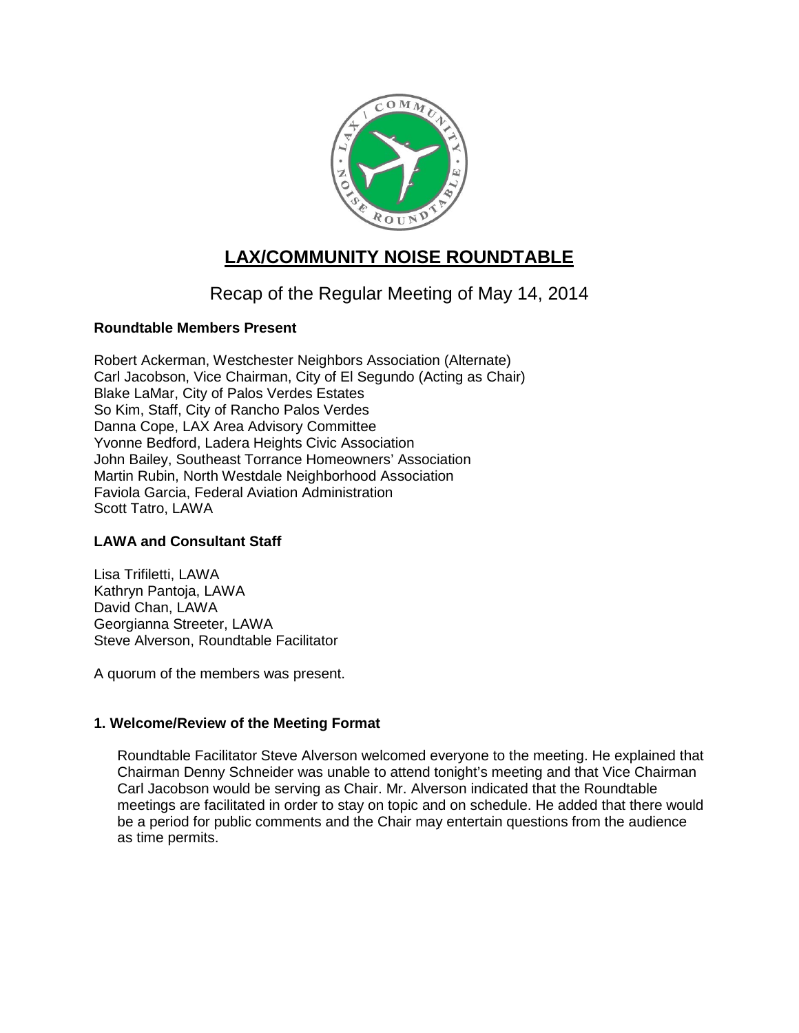# LAX/COMMUNITY NOISE ROUNDTABLE

## Recap of the Regular Meeting of May 14, 2014

**Roundtable Members Present**

Robert Ackerman, Westchester Neighbors Association (Alternate)
Carl Jacobson, Vice Chairman, City of El Segundo (Acting as Chair)
Blake LaMar, City of Palos Verdes Estates
So Kim, Staff, City of Rancho Palos Verdes
Danna Cope, LAX Area Advisory Committee
Yvonne Bedford, Ladera Heights Civic Association
John Bailey, Southeast Torrance Homeowners' Association
Martin Rubin, North Westdale Neighborhood Association
Faviola Garcia, Federal Aviation Administration
Scott Tatro, LAWA

**LAWA and Consultant Staff**

Lisa Trifiletti, LAWA
Kathryn Pantoja, LAWA
David Chan, LAWA
Georgianna Streeter, LAWA
Steve Alverson, Roundtable Facilitator

A quorum of the members was present.

### 1. Welcome/Review of the Meeting Format

Roundtable Facilitator Steve Alverson welcomed everyone to the meeting. He explained that Chairman Denny Schneider was unable to attend tonight's meeting and that Vice Chairman Carl Jacobson would be serving as Chair. Mr. Alverson indicated that the Roundtable meetings are facilitated in order to stay on topic and on schedule. He added that there would be a period for public comments and the Chair may entertain questions from the audience as time permits.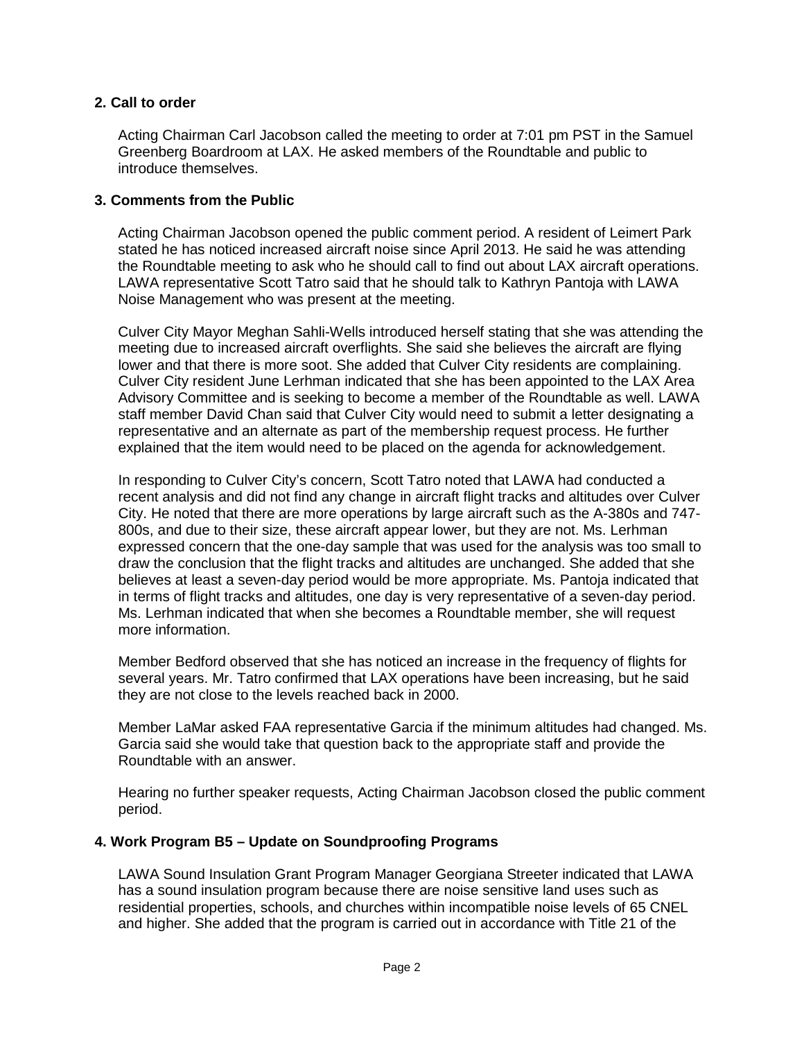### 2. Call to order

Acting Chairman Carl Jacobson called the meeting to order at 7:01 pm PST in the Samuel Greenberg Boardroom at LAX. He asked members of the Roundtable and public to introduce themselves.

### 3. Comments from the Public

Acting Chairman Jacobson opened the public comment period. A resident of Leimert Park stated he has noticed increased aircraft noise since April 2013. He said he was attending the Roundtable meeting to ask who he should call to find out about LAX aircraft operations. LAWA representative Scott Tatro said that he should talk to Kathryn Pantoja with LAWA Noise Management who was present at the meeting.

Culver City Mayor Meghan Sahli-Wells introduced herself stating that she was attending the meeting due to increased aircraft overflights. She said she believes the aircraft are flying lower and that there is more soot. She added that Culver City residents are complaining. Culver City resident June Lerhman indicated that she has been appointed to the LAX Area Advisory Committee and is seeking to become a member of the Roundtable as well. LAWA staff member David Chan said that Culver City would need to submit a letter designating a representative and an alternate as part of the membership request process. He further explained that the item would need to be placed on the agenda for acknowledgement.

In responding to Culver City's concern, Scott Tatro noted that LAWA had conducted a recent analysis and did not find any change in aircraft flight tracks and altitudes over Culver City. He noted that there are more operations by large aircraft such as the A-380s and 747-800s, and due to their size, these aircraft appear lower, but they are not. Ms. Lerhman expressed concern that the one-day sample that was used for the analysis was too small to draw the conclusion that the flight tracks and altitudes are unchanged. She added that she believes at least a seven-day period would be more appropriate. Ms. Pantoja indicated that in terms of flight tracks and altitudes, one day is very representative of a seven-day period. Ms. Lerhman indicated that when she becomes a Roundtable member, she will request more information.

Member Bedford observed that she has noticed an increase in the frequency of flights for several years. Mr. Tatro confirmed that LAX operations have been increasing, but he said they are not close to the levels reached back in 2000.

Member LaMar asked FAA representative Garcia if the minimum altitudes had changed. Ms. Garcia said she would take that question back to the appropriate staff and provide the Roundtable with an answer.

Hearing no further speaker requests, Acting Chairman Jacobson closed the public comment period.

### 4. Work Program B5 – Update on Soundproofing Programs

LAWA Sound Insulation Grant Program Manager Georgiana Streeter indicated that LAWA has a sound insulation program because there are noise sensitive land uses such as residential properties, schools, and churches within incompatible noise levels of 65 CNEL and higher. She added that the program is carried out in accordance with Title 21 of the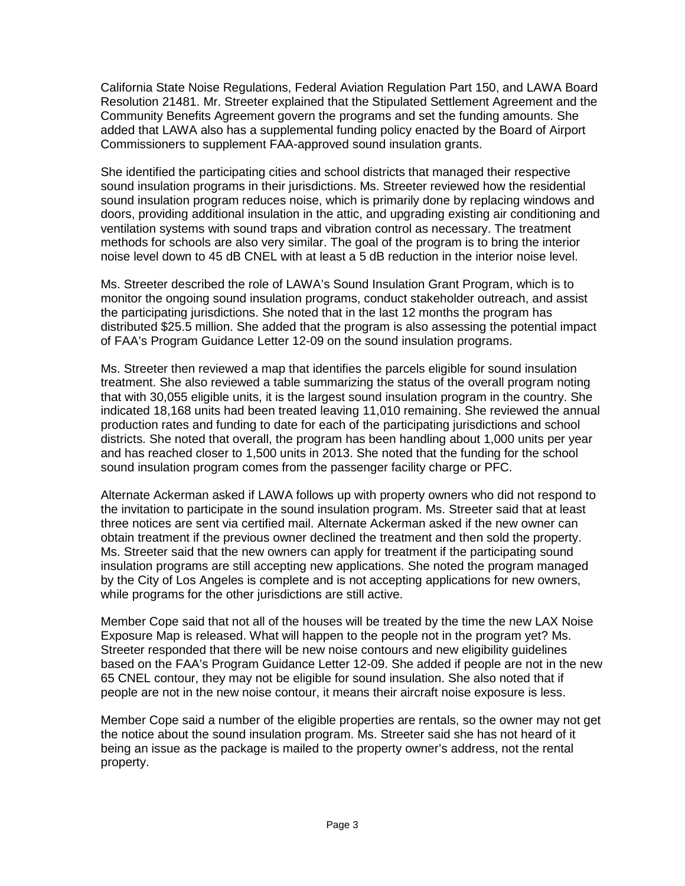California State Noise Regulations, Federal Aviation Regulation Part 150, and LAWA Board Resolution 21481. Mr. Streeter explained that the Stipulated Settlement Agreement and the Community Benefits Agreement govern the programs and set the funding amounts. She added that LAWA also has a supplemental funding policy enacted by the Board of Airport Commissioners to supplement FAA-approved sound insulation grants.

She identified the participating cities and school districts that managed their respective sound insulation programs in their jurisdictions. Ms. Streeter reviewed how the residential sound insulation program reduces noise, which is primarily done by replacing windows and doors, providing additional insulation in the attic, and upgrading existing air conditioning and ventilation systems with sound traps and vibration control as necessary. The treatment methods for schools are also very similar. The goal of the program is to bring the interior noise level down to 45 dB CNEL with at least a 5 dB reduction in the interior noise level.

Ms. Streeter described the role of LAWA's Sound Insulation Grant Program, which is to monitor the ongoing sound insulation programs, conduct stakeholder outreach, and assist the participating jurisdictions. She noted that in the last 12 months the program has distributed $25.5 million. She added that the program is also assessing the potential impact of FAA's Program Guidance Letter 12-09 on the sound insulation programs.

Ms. Streeter then reviewed a map that identifies the parcels eligible for sound insulation treatment. She also reviewed a table summarizing the status of the overall program noting that with 30,055 eligible units, it is the largest sound insulation program in the country. She indicated 18,168 units had been treated leaving 11,010 remaining. She reviewed the annual production rates and funding to date for each of the participating jurisdictions and school districts. She noted that overall, the program has been handling about 1,000 units per year and has reached closer to 1,500 units in 2013. She noted that the funding for the school sound insulation program comes from the passenger facility charge or PFC.

Alternate Ackerman asked if LAWA follows up with property owners who did not respond to the invitation to participate in the sound insulation program. Ms. Streeter said that at least three notices are sent via certified mail. Alternate Ackerman asked if the new owner can obtain treatment if the previous owner declined the treatment and then sold the property. Ms. Streeter said that the new owners can apply for treatment if the participating sound insulation programs are still accepting new applications. She noted the program managed by the City of Los Angeles is complete and is not accepting applications for new owners, while programs for the other jurisdictions are still active.

Member Cope said that not all of the houses will be treated by the time the new LAX Noise Exposure Map is released. What will happen to the people not in the program yet? Ms. Streeter responded that there will be new noise contours and new eligibility guidelines based on the FAA's Program Guidance Letter 12-09. She added if people are not in the new 65 CNEL contour, they may not be eligible for sound insulation. She also noted that if people are not in the new noise contour, it means their aircraft noise exposure is less.

Member Cope said a number of the eligible properties are rentals, so the owner may not get the notice about the sound insulation program. Ms. Streeter said she has not heard of it being an issue as the package is mailed to the property owner's address, not the rental property.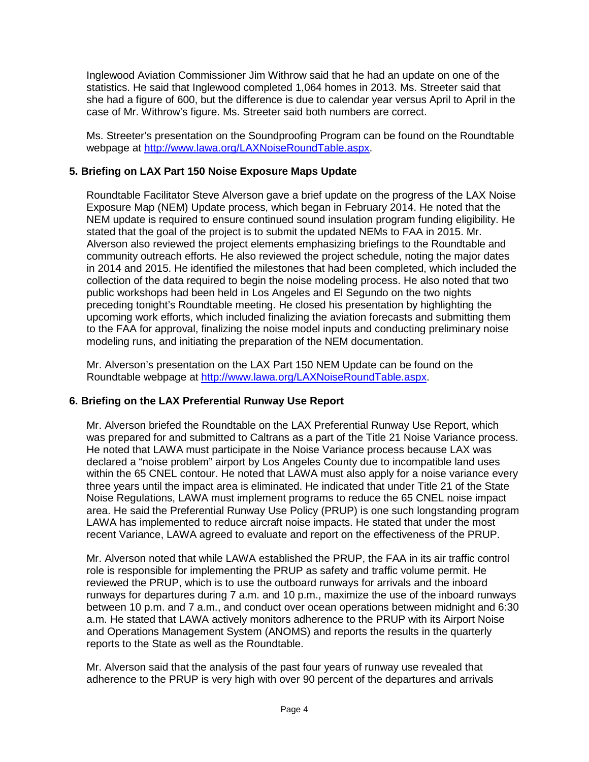Inglewood Aviation Commissioner Jim Withrow said that he had an update on one of the statistics. He said that Inglewood completed 1,064 homes in 2013. Ms. Streeter said that she had a figure of 600, but the difference is due to calendar year versus April to April in the case of Mr. Withrow's figure. Ms. Streeter said both numbers are correct.

Ms. Streeter's presentation on the Soundproofing Program can be found on the Roundtable webpage at http://www.lawa.org/LAXNoiseRoundTable.aspx.

### 5. Briefing on LAX Part 150 Noise Exposure Maps Update

Roundtable Facilitator Steve Alverson gave a brief update on the progress of the LAX Noise Exposure Map (NEM) Update process, which began in February 2014. He noted that the NEM update is required to ensure continued sound insulation program funding eligibility. He stated that the goal of the project is to submit the updated NEMs to FAA in 2015. Mr. Alverson also reviewed the project elements emphasizing briefings to the Roundtable and community outreach efforts. He also reviewed the project schedule, noting the major dates in 2014 and 2015. He identified the milestones that had been completed, which included the collection of the data required to begin the noise modeling process. He also noted that two public workshops had been held in Los Angeles and El Segundo on the two nights preceding tonight's Roundtable meeting. He closed his presentation by highlighting the upcoming work efforts, which included finalizing the aviation forecasts and submitting them to the FAA for approval, finalizing the noise model inputs and conducting preliminary noise modeling runs, and initiating the preparation of the NEM documentation.

Mr. Alverson's presentation on the LAX Part 150 NEM Update can be found on the Roundtable webpage at http://www.lawa.org/LAXNoiseRoundTable.aspx.

### 6. Briefing on the LAX Preferential Runway Use Report

Mr. Alverson briefed the Roundtable on the LAX Preferential Runway Use Report, which was prepared for and submitted to Caltrans as a part of the Title 21 Noise Variance process. He noted that LAWA must participate in the Noise Variance process because LAX was declared a "noise problem" airport by Los Angeles County due to incompatible land uses within the 65 CNEL contour. He noted that LAWA must also apply for a noise variance every three years until the impact area is eliminated. He indicated that under Title 21 of the State Noise Regulations, LAWA must implement programs to reduce the 65 CNEL noise impact area. He said the Preferential Runway Use Policy (PRUP) is one such longstanding program LAWA has implemented to reduce aircraft noise impacts. He stated that under the most recent Variance, LAWA agreed to evaluate and report on the effectiveness of the PRUP.

Mr. Alverson noted that while LAWA established the PRUP, the FAA in its air traffic control role is responsible for implementing the PRUP as safety and traffic volume permit. He reviewed the PRUP, which is to use the outboard runways for arrivals and the inboard runways for departures during 7 a.m. and 10 p.m., maximize the use of the inboard runways between 10 p.m. and 7 a.m., and conduct over ocean operations between midnight and 6:30 a.m. He stated that LAWA actively monitors adherence to the PRUP with its Airport Noise and Operations Management System (ANOMS) and reports the results in the quarterly reports to the State as well as the Roundtable.

Mr. Alverson said that the analysis of the past four years of runway use revealed that adherence to the PRUP is very high with over 90 percent of the departures and arrivals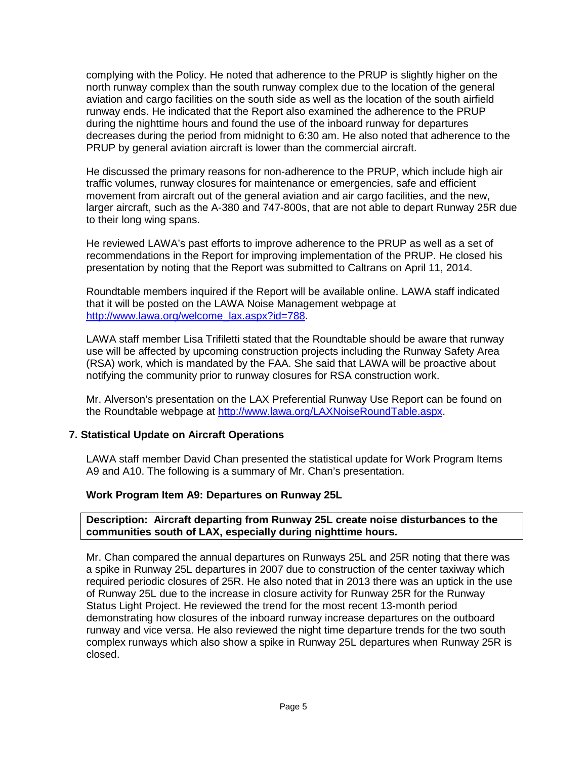complying with the Policy. He noted that adherence to the PRUP is slightly higher on the north runway complex than the south runway complex due to the location of the general aviation and cargo facilities on the south side as well as the location of the south airfield runway ends. He indicated that the Report also examined the adherence to the PRUP during the nighttime hours and found the use of the inboard runway for departures decreases during the period from midnight to 6:30 am. He also noted that adherence to the PRUP by general aviation aircraft is lower than the commercial aircraft.

He discussed the primary reasons for non-adherence to the PRUP, which include high air traffic volumes, runway closures for maintenance or emergencies, safe and efficient movement from aircraft out of the general aviation and air cargo facilities, and the new, larger aircraft, such as the A-380 and 747-800s, that are not able to depart Runway 25R due to their long wing spans.

He reviewed LAWA's past efforts to improve adherence to the PRUP as well as a set of recommendations in the Report for improving implementation of the PRUP. He closed his presentation by noting that the Report was submitted to Caltrans on April 11, 2014.

Roundtable members inquired if the Report will be available online. LAWA staff indicated that it will be posted on the LAWA Noise Management webpage at [http://www.lawa.org/welcome_lax.aspx?id=788](http://www.lawa.org/welcome_lax.aspx?id=788).

LAWA staff member Lisa Trifiletti stated that the Roundtable should be aware that runway use will be affected by upcoming construction projects including the Runway Safety Area (RSA) work, which is mandated by the FAA. She said that LAWA will be proactive about notifying the community prior to runway closures for RSA construction work.

Mr. Alverson's presentation on the LAX Preferential Runway Use Report can be found on the Roundtable webpage at [http://www.lawa.org/LAXNoiseRoundTable.aspx](http://www.lawa.org/LAXNoiseRoundTable.aspx).

## 7. Statistical Update on Aircraft Operations

LAWA staff member David Chan presented the statistical update for Work Program Items A9 and A10. The following is a summary of Mr. Chan's presentation.

### Work Program Item A9: Departures on Runway 25L

**Description: Aircraft departing from Runway 25L create noise disturbances to the communities south of LAX, especially during nighttime hours.**

Mr. Chan compared the annual departures on Runways 25L and 25R noting that there was a spike in Runway 25L departures in 2007 due to construction of the center taxiway which required periodic closures of 25R. He also noted that in 2013 there was an uptick in the use of Runway 25L due to the increase in closure activity for Runway 25R for the Runway Status Light Project. He reviewed the trend for the most recent 13-month period demonstrating how closures of the inboard runway increase departures on the outboard runway and vice versa. He also reviewed the night time departure trends for the two south complex runways which also show a spike in Runway 25L departures when Runway 25R is closed.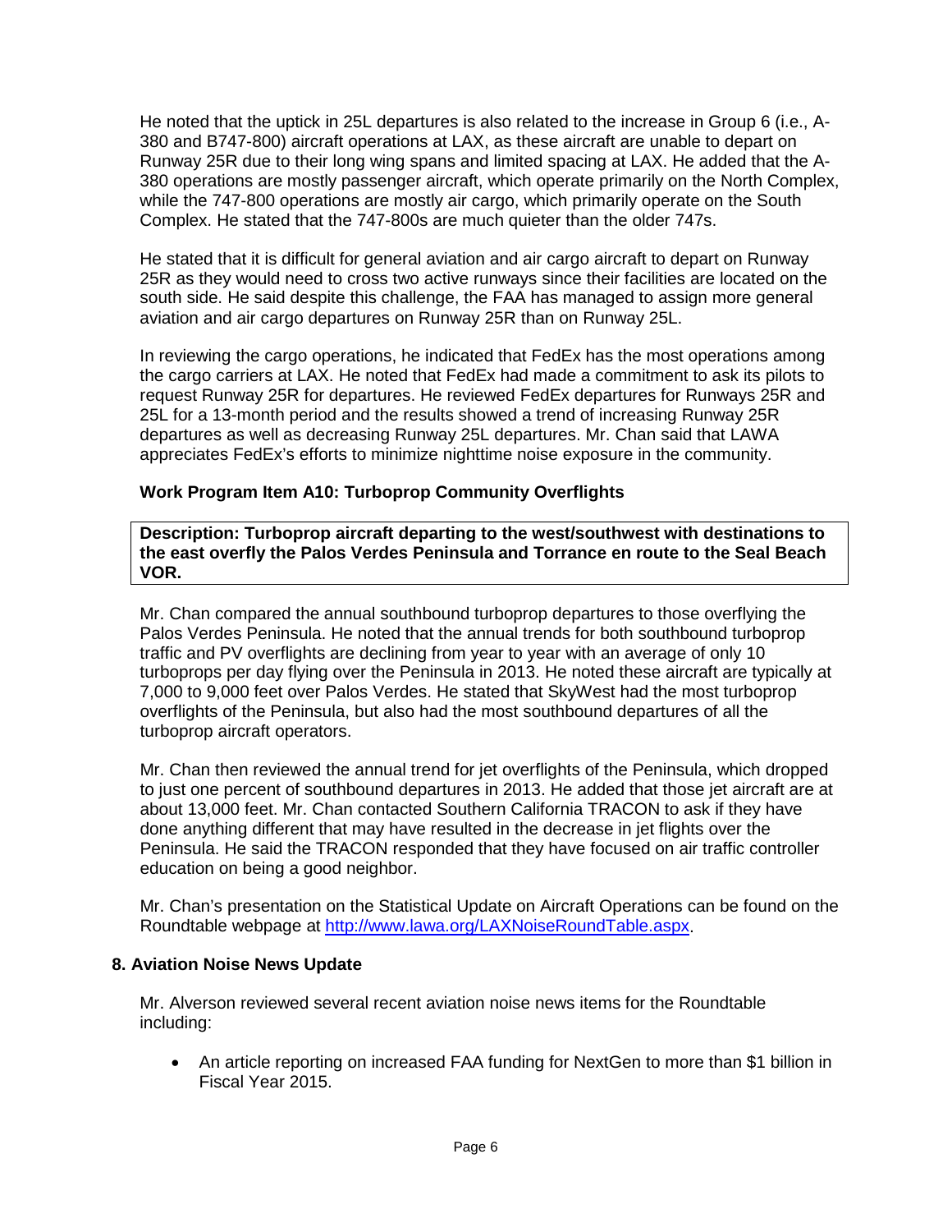He noted that the uptick in 25L departures is also related to the increase in Group 6 (i.e., A-380 and B747-800) aircraft operations at LAX, as these aircraft are unable to depart on Runway 25R due to their long wing spans and limited spacing at LAX. He added that the A-380 operations are mostly passenger aircraft, which operate primarily on the North Complex, while the 747-800 operations are mostly air cargo, which primarily operate on the South Complex. He stated that the 747-800s are much quieter than the older 747s.

He stated that it is difficult for general aviation and air cargo aircraft to depart on Runway 25R as they would need to cross two active runways since their facilities are located on the south side. He said despite this challenge, the FAA has managed to assign more general aviation and air cargo departures on Runway 25R than on Runway 25L.

In reviewing the cargo operations, he indicated that FedEx has the most operations among the cargo carriers at LAX. He noted that FedEx had made a commitment to ask its pilots to request Runway 25R for departures. He reviewed FedEx departures for Runways 25R and 25L for a 13-month period and the results showed a trend of increasing Runway 25R departures as well as decreasing Runway 25L departures. Mr. Chan said that LAWA appreciates FedEx's efforts to minimize nighttime noise exposure in the community.

**Work Program Item A10: Turboprop Community Overflights**

**Description: Turboprop aircraft departing to the west/southwest with destinations to the east overfly the Palos Verdes Peninsula and Torrance en route to the Seal Beach VOR.**

Mr. Chan compared the annual southbound turboprop departures to those overflying the Palos Verdes Peninsula. He noted that the annual trends for both southbound turboprop traffic and PV overflights are declining from year to year with an average of only 10 turboprops per day flying over the Peninsula in 2013. He noted these aircraft are typically at 7,000 to 9,000 feet over Palos Verdes. He stated that SkyWest had the most turboprop overflights of the Peninsula, but also had the most southbound departures of all the turboprop aircraft operators.

Mr. Chan then reviewed the annual trend for jet overflights of the Peninsula, which dropped to just one percent of southbound departures in 2013. He added that those jet aircraft are at about 13,000 feet. Mr. Chan contacted Southern California TRACON to ask if they have done anything different that may have resulted in the decrease in jet flights over the Peninsula. He said the TRACON responded that they have focused on air traffic controller education on being a good neighbor.

Mr. Chan's presentation on the Statistical Update on Aircraft Operations can be found on the Roundtable webpage at http://www.lawa.org/LAXNoiseRoundTable.aspx.

## 8. Aviation Noise News Update

Mr. Alverson reviewed several recent aviation noise news items for the Roundtable including:

- An article reporting on increased FAA funding for NextGen to more than $1 billion in Fiscal Year 2015.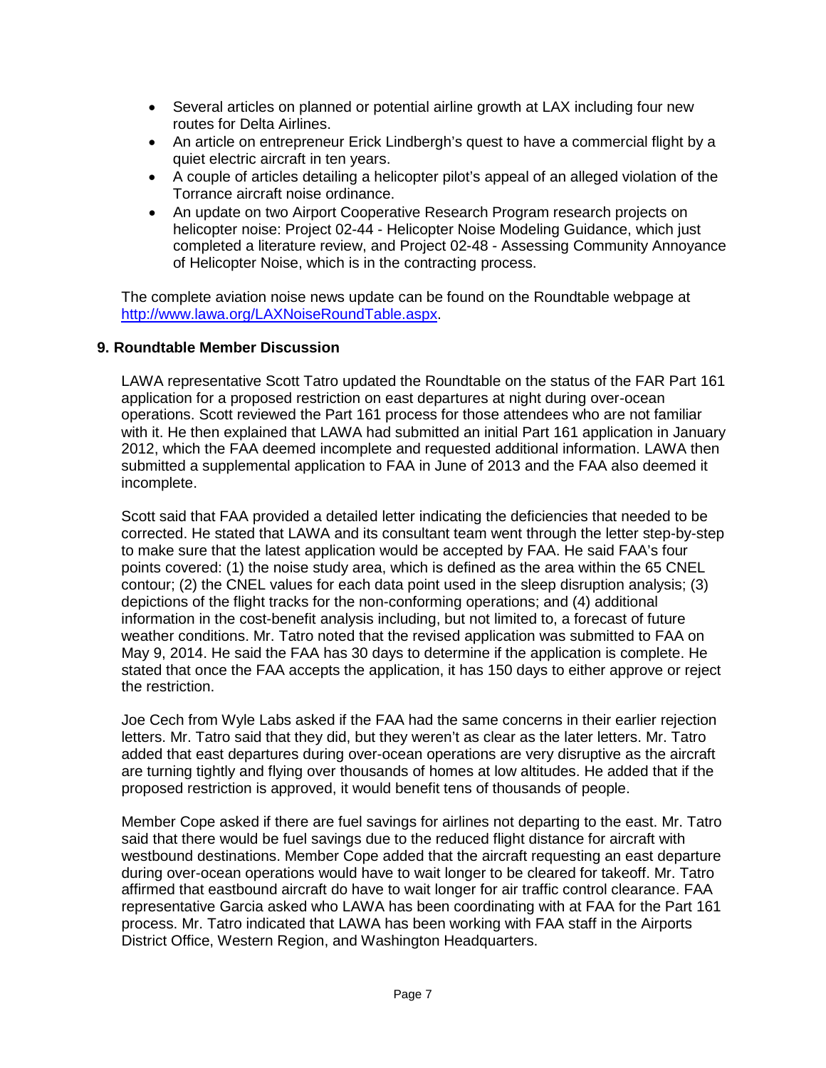- Several articles on planned or potential airline growth at LAX including four new routes for Delta Airlines.
- An article on entrepreneur Erick Lindbergh's quest to have a commercial flight by a quiet electric aircraft in ten years.
- A couple of articles detailing a helicopter pilot's appeal of an alleged violation of the Torrance aircraft noise ordinance.
- An update on two Airport Cooperative Research Program research projects on helicopter noise: Project 02-44 - Helicopter Noise Modeling Guidance, which just completed a literature review, and Project 02-48 - Assessing Community Annoyance of Helicopter Noise, which is in the contracting process.

The complete aviation noise news update can be found on the Roundtable webpage at [http://www.lawa.org/LAXNoiseRoundTable.aspx](http://www.lawa.org/LAXNoiseRoundTable.aspx).

### 9. Roundtable Member Discussion

LAWA representative Scott Tatro updated the Roundtable on the status of the FAR Part 161 application for a proposed restriction on east departures at night during over-ocean operations. Scott reviewed the Part 161 process for those attendees who are not familiar with it. He then explained that LAWA had submitted an initial Part 161 application in January 2012, which the FAA deemed incomplete and requested additional information. LAWA then submitted a supplemental application to FAA in June of 2013 and the FAA also deemed it incomplete.

Scott said that FAA provided a detailed letter indicating the deficiencies that needed to be corrected. He stated that LAWA and its consultant team went through the letter step-by-step to make sure that the latest application would be accepted by FAA. He said FAA's four points covered: (1) the noise study area, which is defined as the area within the 65 CNEL contour; (2) the CNEL values for each data point used in the sleep disruption analysis; (3) depictions of the flight tracks for the non-conforming operations; and (4) additional information in the cost-benefit analysis including, but not limited to, a forecast of future weather conditions. Mr. Tatro noted that the revised application was submitted to FAA on May 9, 2014. He said the FAA has 30 days to determine if the application is complete. He stated that once the FAA accepts the application, it has 150 days to either approve or reject the restriction.

Joe Cech from Wyle Labs asked if the FAA had the same concerns in their earlier rejection letters. Mr. Tatro said that they did, but they weren't as clear as the later letters. Mr. Tatro added that east departures during over-ocean operations are very disruptive as the aircraft are turning tightly and flying over thousands of homes at low altitudes. He added that if the proposed restriction is approved, it would benefit tens of thousands of people.

Member Cope asked if there are fuel savings for airlines not departing to the east. Mr. Tatro said that there would be fuel savings due to the reduced flight distance for aircraft with westbound destinations. Member Cope added that the aircraft requesting an east departure during over-ocean operations would have to wait longer to be cleared for takeoff. Mr. Tatro affirmed that eastbound aircraft do have to wait longer for air traffic control clearance. FAA representative Garcia asked who LAWA has been coordinating with at FAA for the Part 161 process. Mr. Tatro indicated that LAWA has been working with FAA staff in the Airports District Office, Western Region, and Washington Headquarters.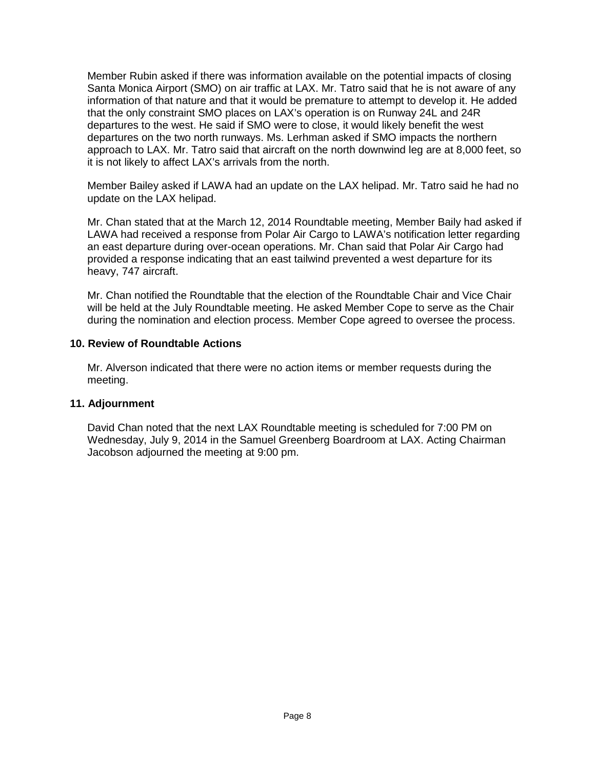Member Rubin asked if there was information available on the potential impacts of closing Santa Monica Airport (SMO) on air traffic at LAX. Mr. Tatro said that he is not aware of any information of that nature and that it would be premature to attempt to develop it. He added that the only constraint SMO places on LAX's operation is on Runway 24L and 24R departures to the west. He said if SMO were to close, it would likely benefit the west departures on the two north runways. Ms. Lerhman asked if SMO impacts the northern approach to LAX. Mr. Tatro said that aircraft on the north downwind leg are at 8,000 feet, so it is not likely to affect LAX's arrivals from the north.

Member Bailey asked if LAWA had an update on the LAX helipad. Mr. Tatro said he had no update on the LAX helipad.

Mr. Chan stated that at the March 12, 2014 Roundtable meeting, Member Baily had asked if LAWA had received a response from Polar Air Cargo to LAWA's notification letter regarding an east departure during over-ocean operations. Mr. Chan said that Polar Air Cargo had provided a response indicating that an east tailwind prevented a west departure for its heavy, 747 aircraft.

Mr. Chan notified the Roundtable that the election of the Roundtable Chair and Vice Chair will be held at the July Roundtable meeting. He asked Member Cope to serve as the Chair during the nomination and election process. Member Cope agreed to oversee the process.

**10. Review of Roundtable Actions**

Mr. Alverson indicated that there were no action items or member requests during the meeting.

**11. Adjournment**

David Chan noted that the next LAX Roundtable meeting is scheduled for 7:00 PM on Wednesday, July 9, 2014 in the Samuel Greenberg Boardroom at LAX. Acting Chairman Jacobson adjourned the meeting at 9:00 pm.